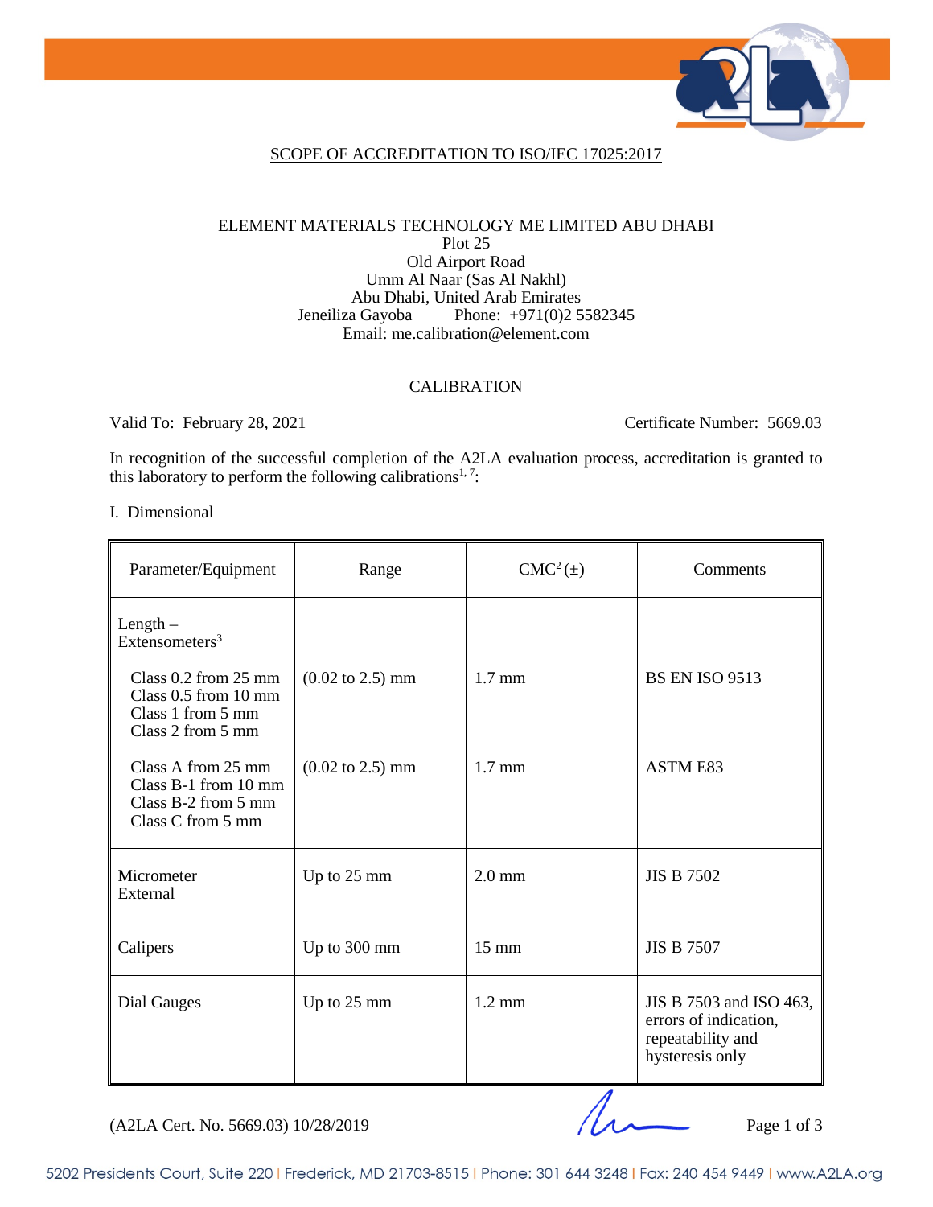## SCOPE OF ACCREDITATION TO ISO/IEC 17025:2017

ELEMENT MATERIALS TECHNOLOGY ME LIMITED ABU DHABI
Plot 25
Old Airport Road
Umm Al Naar (Sas Al Nakhl)
Abu Dhabi, United Arab Emirates
Jeneiliza Gayoba Phone: +971(0)2 5582345
Email: me.calibration@element.com

### CALIBRATION

Valid To: February 28, 2021 Certificate Number: 5669.03

In recognition of the successful completion of the A2LA evaluation process, accreditation is granted to this laboratory to perform the following calibrations[1, 7]:

I. Dimensional

| Parameter/Equipment | Range | CMC[2] (±) | Comments |
|---|---|---|---|
| Length – Extensometers[3] | | | |
| Class 0.2 from 25 mm<br>Class 0.5 from 10 mm<br>Class 1 from 5 mm<br>Class 2 from 5 mm | (0.02 to 2.5) mm | 1.7 mm | BS EN ISO 9513 |
| Class A from 25 mm<br>Class B-1 from 10 mm<br>Class B-2 from 5 mm<br>Class C from 5 mm | (0.02 to 2.5) mm | 1.7 mm | ASTM E83 |
| Micrometer External | Up to 25 mm | 2.0 mm | JIS B 7502 |
| Calipers | Up to 300 mm | 15 mm | JIS B 7507 |
| Dial Gauges | Up to 25 mm | 1.2 mm | JIS B 7503 and ISO 463, errors of indication, repeatability and hysteresis only |

(A2LA Cert. No. 5669.03) 10/28/2019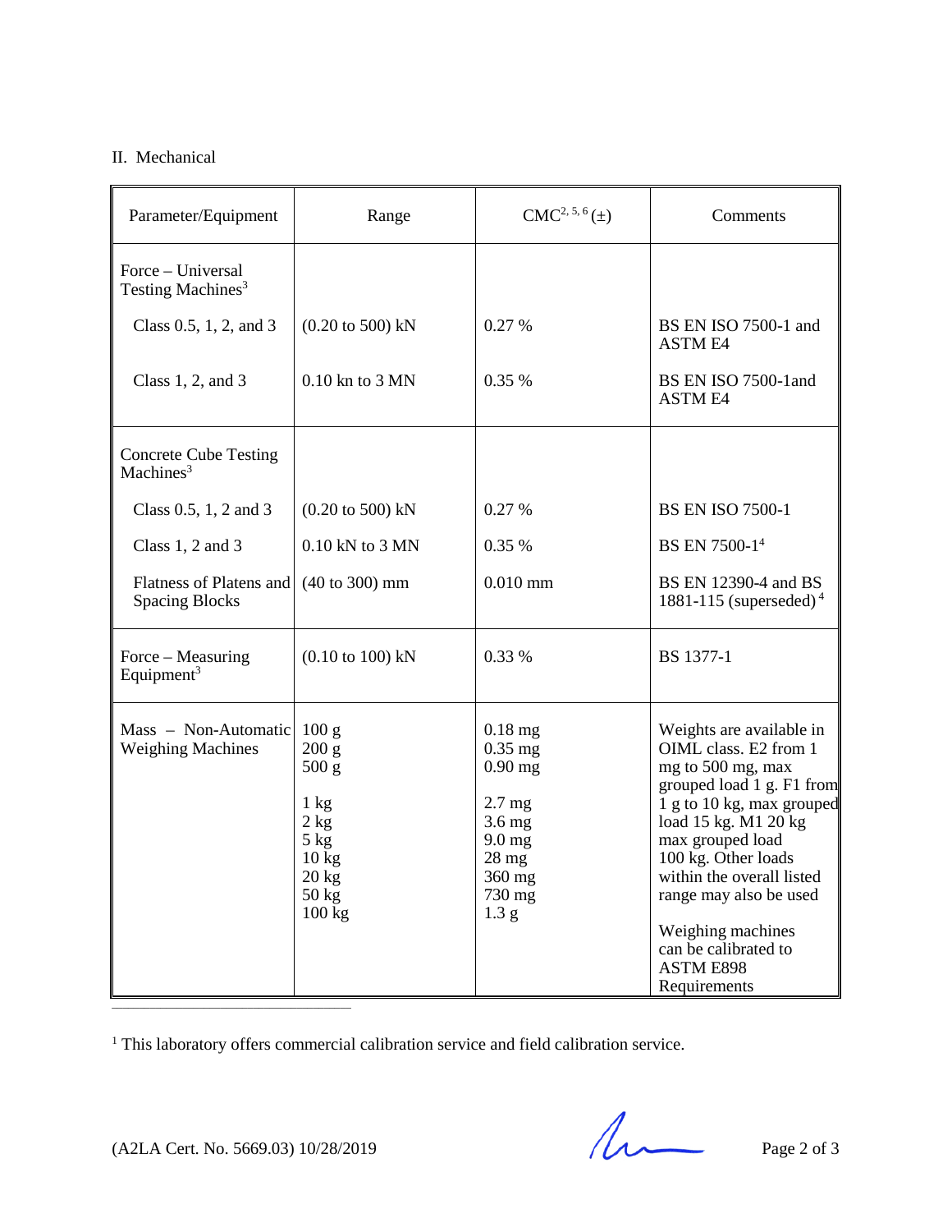II. Mechanical

| Parameter/Equipment | Range | CMC[2, 5, 6] (±) | Comments |
|---|---|---|---|
| Force – Universal Testing Machines[3] | | | |
| Class 0.5, 1, 2, and 3 | (0.20 to 500) kN | 0.27 % | BS EN ISO 7500-1 and ASTM E4 |
| Class 1, 2, and 3 | 0.10 kn to 3 MN | 0.35 % | BS EN ISO 7500-1and ASTM E4 |
| Concrete Cube Testing Machines[3] | | | |
| Class 0.5, 1, 2 and 3 | (0.20 to 500) kN | 0.27 % | BS EN ISO 7500-1 |
| Class 1, 2 and 3 | 0.10 kN to 3 MN | 0.35 % | BS EN 7500-1[4] |
| Flatness of Platens and Spacing Blocks | (40 to 300) mm | 0.010 mm | BS EN 12390-4 and BS 1881-115 (superseded)[4] |
| Force – Measuring Equipment[3] | (0.10 to 100) kN | 0.33 % | BS 1377-1 |
| Mass – Non-Automatic Weighing Machines | 100 g<br>200 g<br>500 g<br><br>1 kg<br>2 kg<br>5 kg<br>10 kg<br>20 kg<br>50 kg<br>100 kg | 0.18 mg<br>0.35 mg<br>0.90 mg<br><br>2.7 mg<br>3.6 mg<br>9.0 mg<br>28 mg<br>360 mg<br>730 mg<br>1.3 g | Weights are available in OIML class. E2 from 1 mg to 500 mg, max grouped load 1 g. F1 from 1 g to 10 kg, max grouped load 15 kg. M1 20 kg max grouped load 100 kg. Other loads within the overall listed range may also be used<br><br>Weighing machines can be calibrated to ASTM E898 Requirements |

[1] This laboratory offers commercial calibration service and field calibration service.

(A2LA Cert. No. 5669.03) 10/28/2019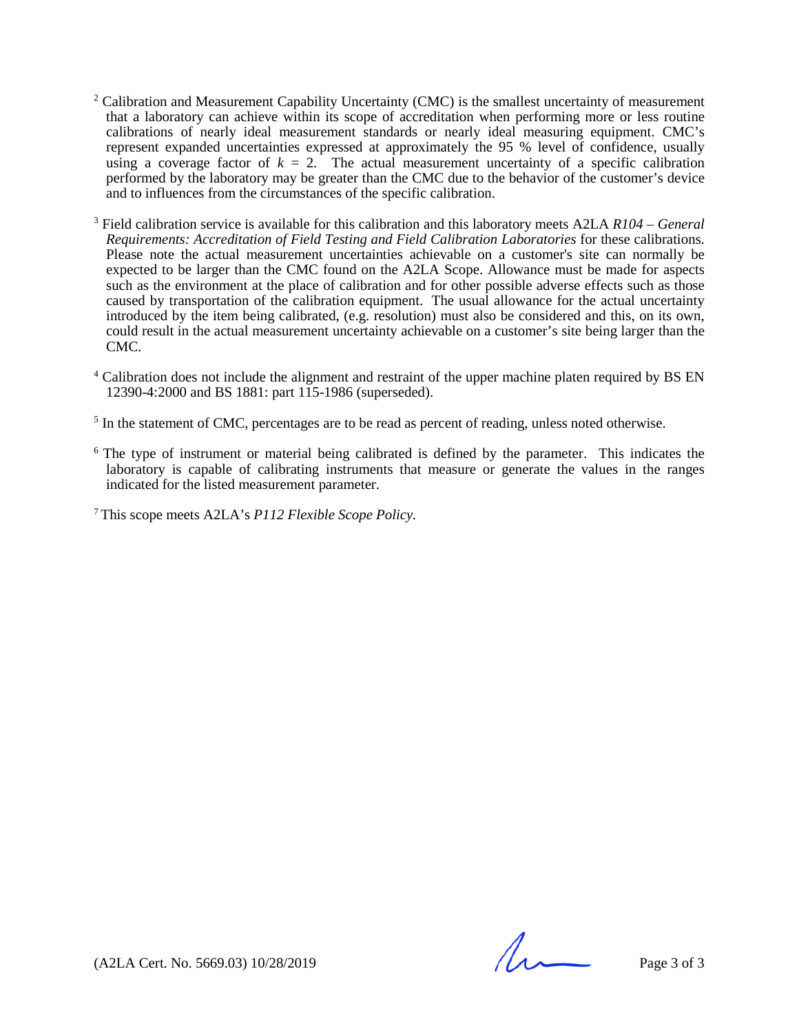[2] Calibration and Measurement Capability Uncertainty (CMC) is the smallest uncertainty of measurement that a laboratory can achieve within its scope of accreditation when performing more or less routine calibrations of nearly ideal measurement standards or nearly ideal measuring equipment. CMC's represent expanded uncertainties expressed at approximately the 95 % level of confidence, usually using a coverage factor of $k = 2$. The actual measurement uncertainty of a specific calibration performed by the laboratory may be greater than the CMC due to the behavior of the customer's device and to influences from the circumstances of the specific calibration.

[3] Field calibration service is available for this calibration and this laboratory meets A2LA *R104 – General Requirements: Accreditation of Field Testing and Field Calibration Laboratories* for these calibrations. Please note the actual measurement uncertainties achievable on a customer's site can normally be expected to be larger than the CMC found on the A2LA Scope. Allowance must be made for aspects such as the environment at the place of calibration and for other possible adverse effects such as those caused by transportation of the calibration equipment. The usual allowance for the actual uncertainty introduced by the item being calibrated, (e.g. resolution) must also be considered and this, on its own, could result in the actual measurement uncertainty achievable on a customer's site being larger than the CMC.

[4] Calibration does not include the alignment and restraint of the upper machine platen required by BS EN 12390-4:2000 and BS 1881: part 115-1986 (superseded).

[5] In the statement of CMC, percentages are to be read as percent of reading, unless noted otherwise.

[6] The type of instrument or material being calibrated is defined by the parameter. This indicates the laboratory is capable of calibrating instruments that measure or generate the values in the ranges indicated for the listed measurement parameter.

[7] This scope meets A2LA's *P112 Flexible Scope Policy*.

(A2LA Cert. No. 5669.03) 10/28/2019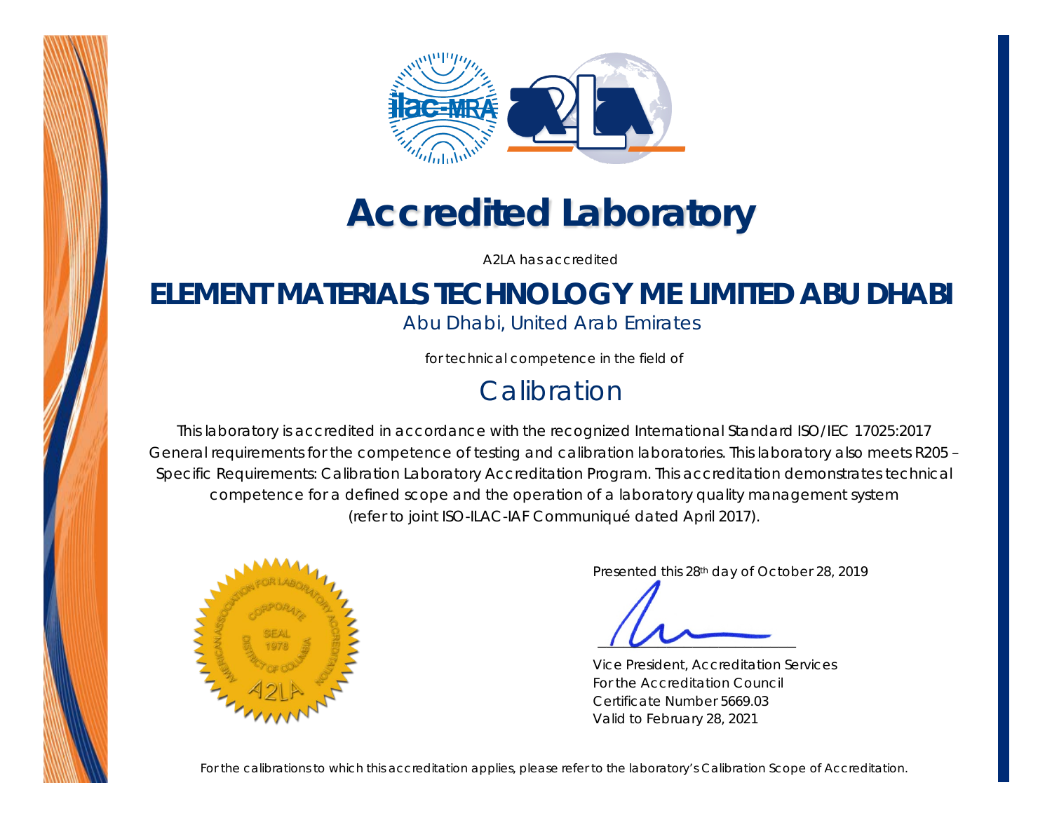# Accredited Laboratory

A2LA has accredited

## ELEMENT MATERIALS TECHNOLOGY ME LIMITED ABU DHABI

Abu Dhabi, United Arab Emirates

for technical competence in the field of

## Calibration

This laboratory is accredited in accordance with the recognized International Standard ISO/IEC 17025:2017 General requirements for the competence of testing and calibration laboratories. This laboratory also meets R205 – Specific Requirements: Calibration Laboratory Accreditation Program. This accreditation demonstrates technical competence for a defined scope and the operation of a laboratory quality management system (refer to joint ISO-ILAC-IAF Communiqué dated April 2017).

Presented this 28th day of October 28, 2019

Vice President, Accreditation Services
For the Accreditation Council
Certificate Number 5669.03
Valid to February 28, 2021

For the calibrations to which this accreditation applies, please refer to the laboratory's Calibration Scope of Accreditation.